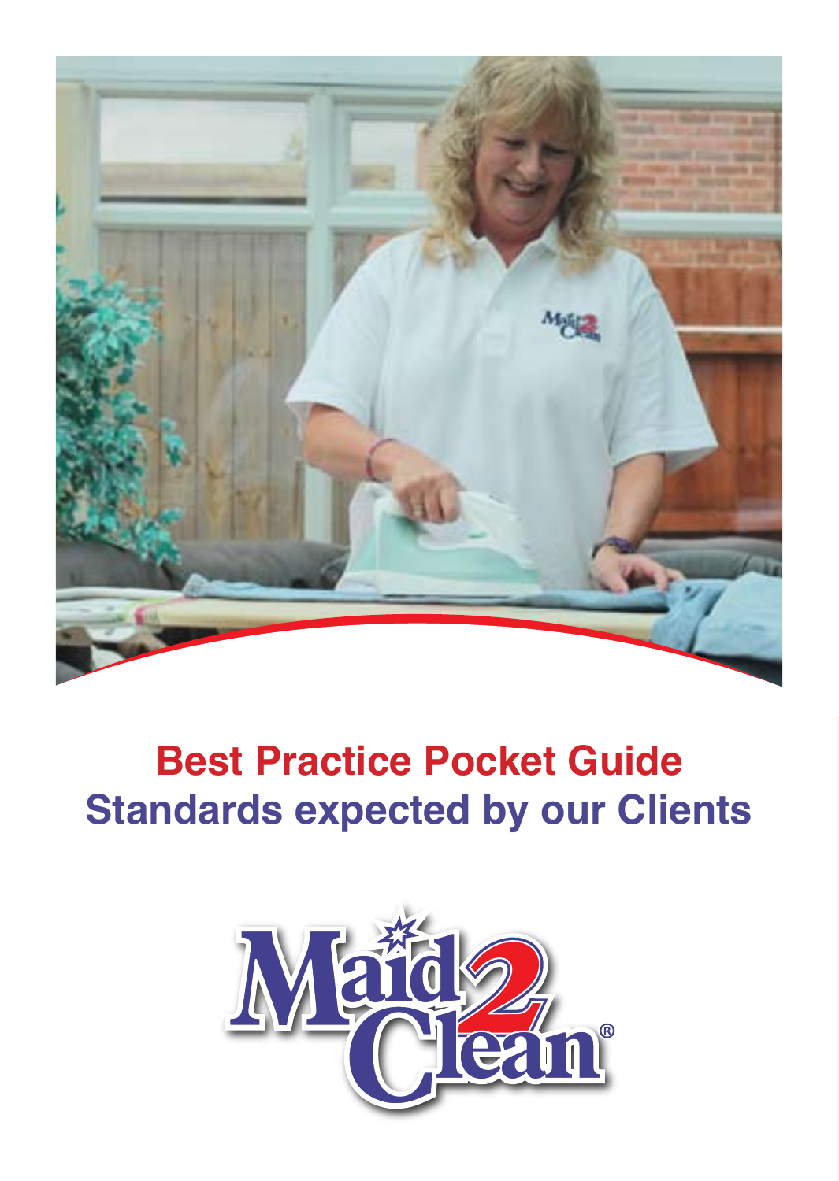# Best Practice Pocket Guide

## Standards expected by our Clients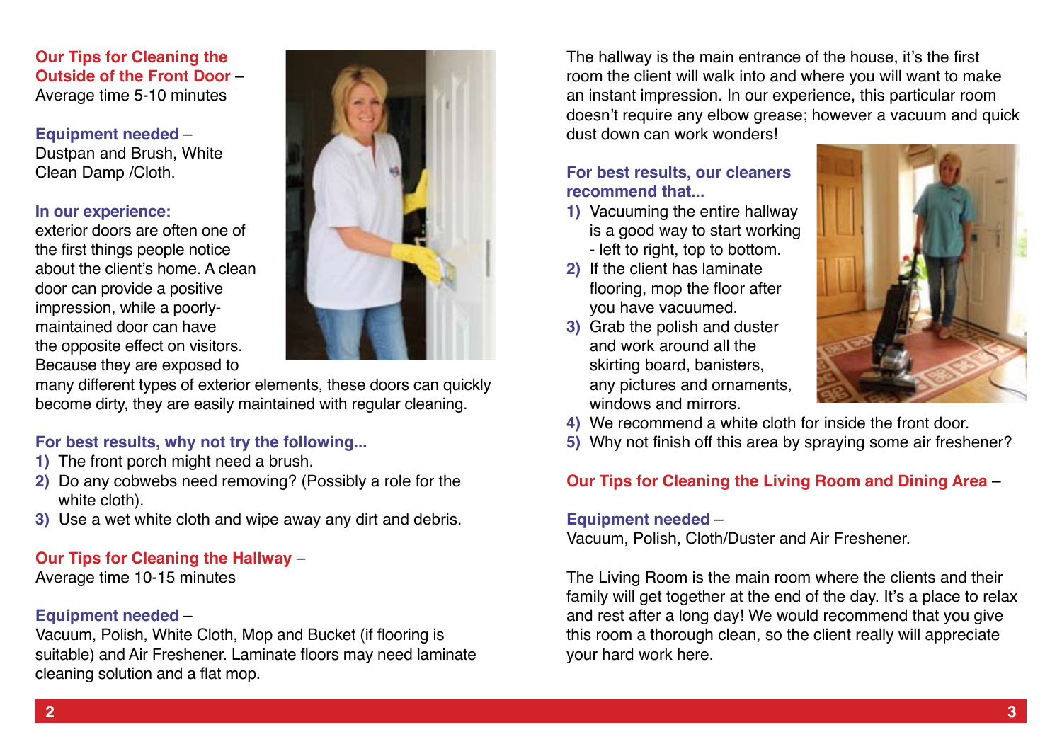## Our Tips for Cleaning the Outside of the Front Door –

Average time 5-10 minutes

**Equipment needed** –
Dustpan and Brush, White Clean Damp /Cloth.

**In our experience:**
exterior doors are often one of the first things people notice about the client's home. A clean door can provide a positive impression, while a poorly-maintained door can have the opposite effect on visitors. Because they are exposed to many different types of exterior elements, these doors can quickly become dirty, they are easily maintained with regular cleaning.

**For best results, why not try the following...**

1) The front porch might need a brush.
2) Do any cobwebs need removing? (Possibly a role for the white cloth).
3) Use a wet white cloth and wipe away any dirt and debris.

## Our Tips for Cleaning the Hallway –

Average time 10-15 minutes

**Equipment needed** –
Vacuum, Polish, White Cloth, Mop and Bucket (if flooring is suitable) and Air Freshener. Laminate floors may need laminate cleaning solution and a flat mop.

The hallway is the main entrance of the house, it's the first room the client will walk into and where you will want to make an instant impression. In our experience, this particular room doesn't require any elbow grease; however a vacuum and quick dust down can work wonders!

**For best results, our cleaners recommend that...**

1) Vacuuming the entire hallway is a good way to start working - left to right, top to bottom.
2) If the client has laminate flooring, mop the floor after you have vacuumed.
3) Grab the polish and duster and work around all the skirting board, banisters, any pictures and ornaments, windows and mirrors.
4) We recommend a white cloth for inside the front door.
5) Why not finish off this area by spraying some air freshener?

## Our Tips for Cleaning the Living Room and Dining Area –

**Equipment needed** –
Vacuum, Polish, Cloth/Duster and Air Freshener.

The Living Room is the main room where the clients and their family will get together at the end of the day. It's a place to relax and rest after a long day! We would recommend that you give this room a thorough clean, so the client really will appreciate your hard work here.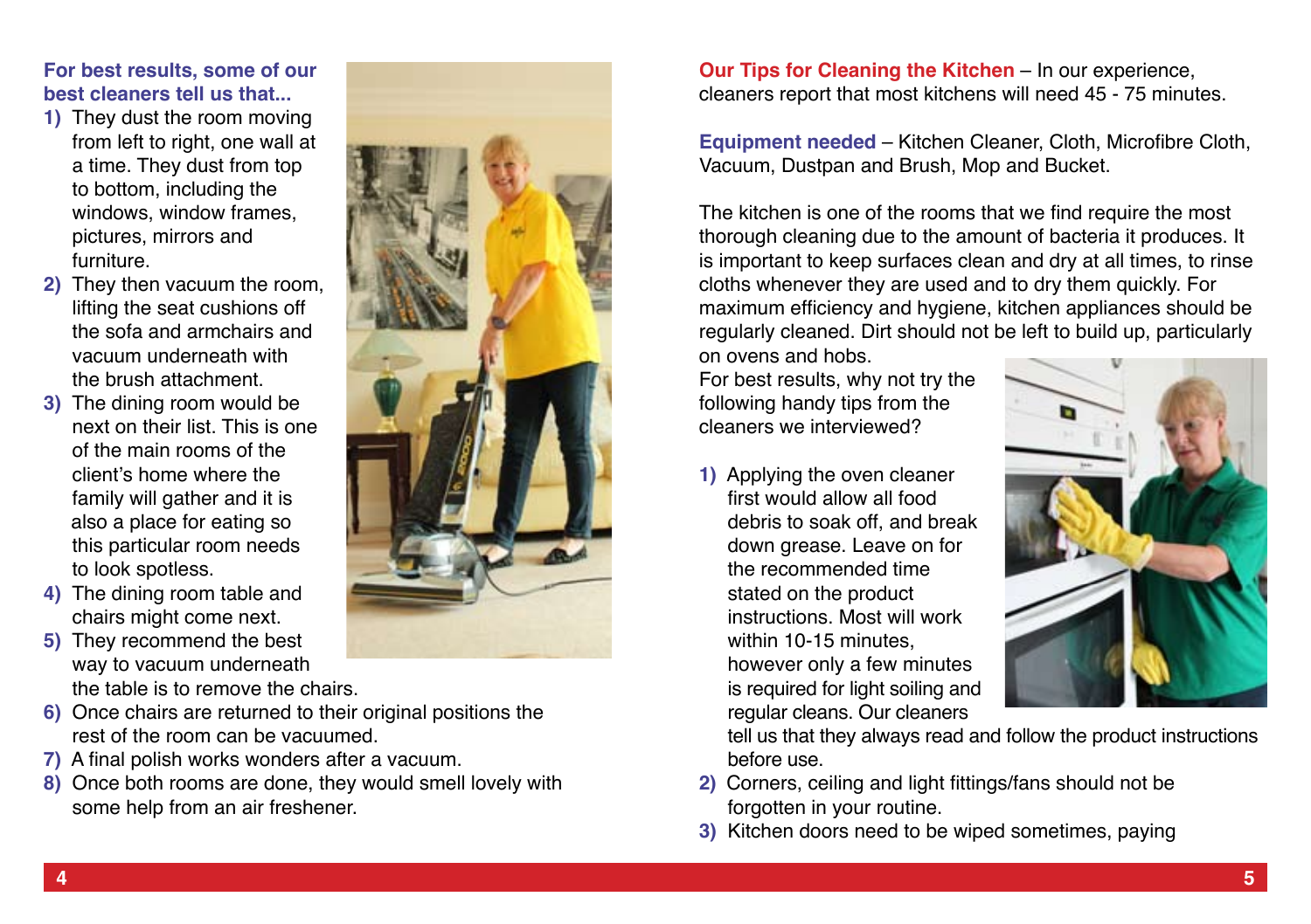**For best results, some of our best cleaners tell us that...**

1) They dust the room moving from left to right, one wall at a time. They dust from top to bottom, including the windows, window frames, pictures, mirrors and furniture.
2) They then vacuum the room, lifting the seat cushions off the sofa and armchairs and vacuum underneath with the brush attachment.
3) The dining room would be next on their list. This is one of the main rooms of the client's home where the family will gather and it is also a place for eating so this particular room needs to look spotless.
4) The dining room table and chairs might come next.
5) They recommend the best way to vacuum underneath the table is to remove the chairs.
6) Once chairs are returned to their original positions the rest of the room can be vacuumed.
7) A final polish works wonders after a vacuum.
8) Once both rooms are done, they would smell lovely with some help from an air freshener.

**Our Tips for Cleaning the Kitchen** – In our experience, cleaners report that most kitchens will need 45 - 75 minutes.

**Equipment needed** – Kitchen Cleaner, Cloth, Microfibre Cloth, Vacuum, Dustpan and Brush, Mop and Bucket.

The kitchen is one of the rooms that we find require the most thorough cleaning due to the amount of bacteria it produces. It is important to keep surfaces clean and dry at all times, to rinse cloths whenever they are used and to dry them quickly. For maximum efficiency and hygiene, kitchen appliances should be regularly cleaned. Dirt should not be left to build up, particularly on ovens and hobs.

For best results, why not try the following handy tips from the cleaners we interviewed?

1) Applying the oven cleaner first would allow all food debris to soak off, and break down grease. Leave on for the recommended time stated on the product instructions. Most will work within 10-15 minutes, however only a few minutes is required for light soiling and regular cleans. Our cleaners tell us that they always read and follow the product instructions before use.
2) Corners, ceiling and light fittings/fans should not be forgotten in your routine.
3) Kitchen doors need to be wiped sometimes, paying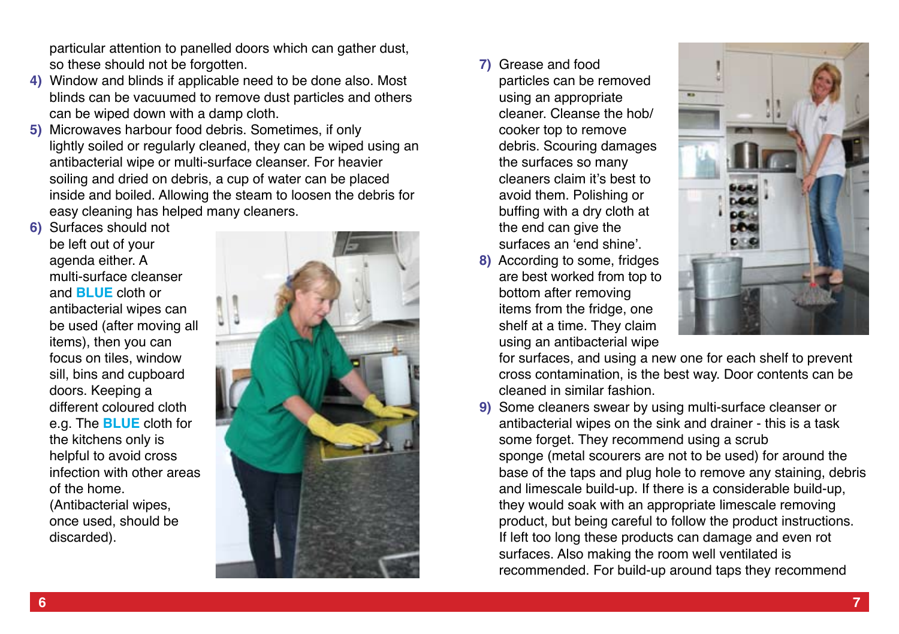particular attention to panelled doors which can gather dust, so these should not be forgotten.

4) Window and blinds if applicable need to be done also. Most blinds can be vacuumed to remove dust particles and others can be wiped down with a damp cloth.

5) Microwaves harbour food debris. Sometimes, if only lightly soiled or regularly cleaned, they can be wiped using an antibacterial wipe or multi-surface cleanser. For heavier soiling and dried on debris, a cup of water can be placed inside and boiled. Allowing the steam to loosen the debris for easy cleaning has helped many cleaners.

6) Surfaces should not be left out of your agenda either. A multi-surface cleanser and **BLUE** cloth or antibacterial wipes can be used (after moving all items), then you can focus on tiles, window sill, bins and cupboard doors. Keeping a different coloured cloth e.g. The **BLUE** cloth for the kitchens only is helpful to avoid cross infection with other areas of the home. (Antibacterial wipes, once used, should be discarded).

7) Grease and food particles can be removed using an appropriate cleaner. Cleanse the hob/ cooker top to remove debris. Scouring damages the surfaces so many cleaners claim it's best to avoid them. Polishing or buffing with a dry cloth at the end can give the surfaces an 'end shine'.

8) According to some, fridges are best worked from top to bottom after removing items from the fridge, one shelf at a time. They claim using an antibacterial wipe for surfaces, and using a new one for each shelf to prevent cross contamination, is the best way. Door contents can be cleaned in similar fashion.

9) Some cleaners swear by using multi-surface cleanser or antibacterial wipes on the sink and drainer - this is a task some forget. They recommend using a scrub sponge (metal scourers are not to be used) for around the base of the taps and plug hole to remove any staining, debris and limescale build-up. If there is a considerable build-up, they would soak with an appropriate limescale removing product, but being careful to follow the product instructions. If left too long these products can damage and even rot surfaces. Also making the room well ventilated is recommended. For build-up around taps they recommend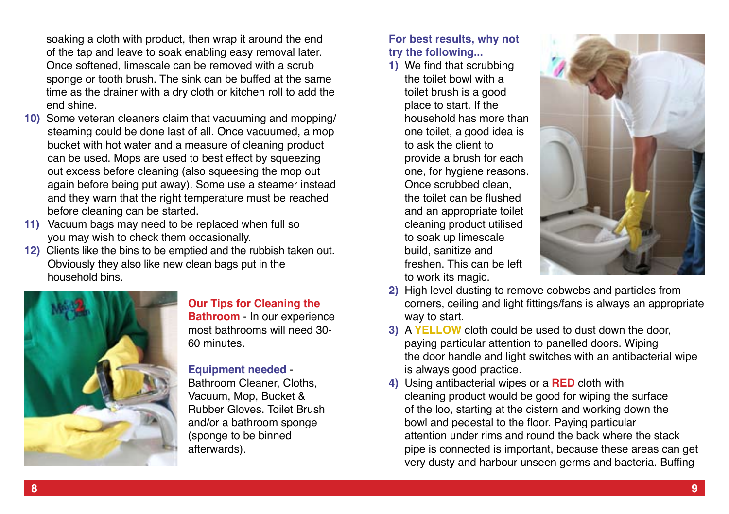soaking a cloth with product, then wrap it around the end of the tap and leave to soak enabling easy removal later. Once softened, limescale can be removed with a scrub sponge or tooth brush. The sink can be buffed at the same time as the drainer with a dry cloth or kitchen roll to add the end shine.

10) Some veteran cleaners claim that vacuuming and mopping/ steaming could be done last of all. Once vacuumed, a mop bucket with hot water and a measure of cleaning product can be used. Mops are used to best effect by squeezing out excess before cleaning (also squeesing the mop out again before being put away). Some use a steamer instead and they warn that the right temperature must be reached before cleaning can be started.

11) Vacuum bags may need to be replaced when full so you may wish to check them occasionally.

12) Clients like the bins to be emptied and the rubbish taken out. Obviously they also like new clean bags put in the household bins.

**Our Tips for Cleaning the Bathroom** - In our experience most bathrooms will need 30-60 minutes.

**Equipment needed** - Bathroom Cleaner, Cloths, Vacuum, Mop, Bucket & Rubber Gloves. Toilet Brush and/or a bathroom sponge (sponge to be binned afterwards).

**For best results, why not try the following...**

1) We find that scrubbing the toilet bowl with a toilet brush is a good place to start. If the household has more than one toilet, a good idea is to ask the client to provide a brush for each one, for hygiene reasons. Once scrubbed clean, the toilet can be flushed and an appropriate toilet cleaning product utilised to soak up limescale build, sanitize and freshen. This can be left to work its magic.

2) High level dusting to remove cobwebs and particles from corners, ceiling and light fittings/fans is always an appropriate way to start.

3) A **YELLOW** cloth could be used to dust down the door, paying particular attention to panelled doors. Wiping the door handle and light switches with an antibacterial wipe is always good practice.

4) Using antibacterial wipes or a **RED** cloth with cleaning product would be good for wiping the surface of the loo, starting at the cistern and working down the bowl and pedestal to the floor. Paying particular attention under rims and round the back where the stack pipe is connected is important, because these areas can get very dusty and harbour unseen germs and bacteria. Buffing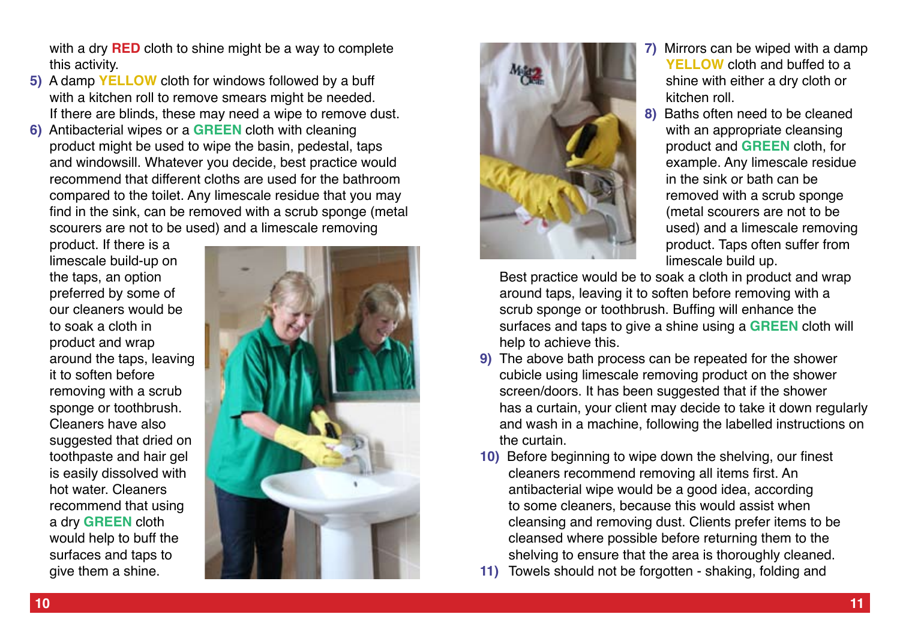with a dry **RED** cloth to shine might be a way to complete this activity.

5) A damp **YELLOW** cloth for windows followed by a buff with a kitchen roll to remove smears might be needed. If there are blinds, these may need a wipe to remove dust.

6) Antibacterial wipes or a **GREEN** cloth with cleaning product might be used to wipe the basin, pedestal, taps and windowsill. Whatever you decide, best practice would recommend that different cloths are used for the bathroom compared to the toilet. Any limescale residue that you may find in the sink, can be removed with a scrub sponge (metal scourers are not to be used) and a limescale removing product. If there is a limescale build-up on the taps, an option preferred by some of our cleaners would be to soak a cloth in product and wrap around the taps, leaving it to soften before removing with a scrub sponge or toothbrush. Cleaners have also suggested that dried on toothpaste and hair gel is easily dissolved with hot water. Cleaners recommend that using a dry **GREEN** cloth would help to buff the surfaces and taps to give them a shine.

7) Mirrors can be wiped with a damp **YELLOW** cloth and buffed to a shine with either a dry cloth or kitchen roll.

8) Baths often need to be cleaned with an appropriate cleansing product and **GREEN** cloth, for example. Any limescale residue in the sink or bath can be removed with a scrub sponge (metal scourers are not to be used) and a limescale removing product. Taps often suffer from limescale build up. Best practice would be to soak a cloth in product and wrap around taps, leaving it to soften before removing with a scrub sponge or toothbrush. Buffing will enhance the surfaces and taps to give a shine using a **GREEN** cloth will help to achieve this.

9) The above bath process can be repeated for the shower cubicle using limescale removing product on the shower screen/doors. It has been suggested that if the shower has a curtain, your client may decide to take it down regularly and wash in a machine, following the labelled instructions on the curtain.

10) Before beginning to wipe down the shelving, our finest cleaners recommend removing all items first. An antibacterial wipe would be a good idea, according to some cleaners, because this would assist when cleansing and removing dust. Clients prefer items to be cleansed where possible before returning them to the shelving to ensure that the area is thoroughly cleaned.

11) Towels should not be forgotten - shaking, folding and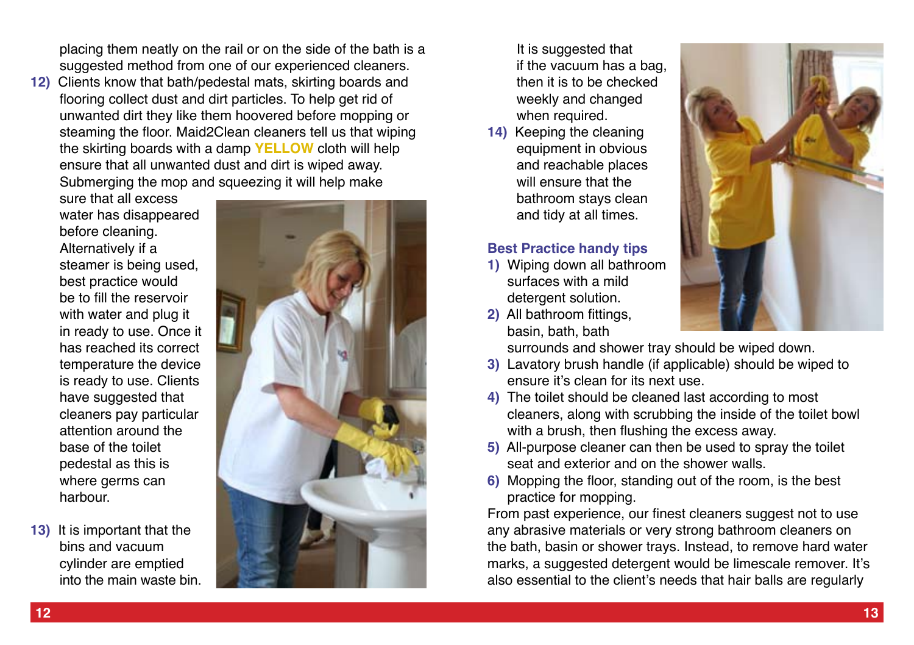placing them neatly on the rail or on the side of the bath is a suggested method from one of our experienced cleaners.

12) Clients know that bath/pedestal mats, skirting boards and flooring collect dust and dirt particles. To help get rid of unwanted dirt they like them hoovered before mopping or steaming the floor. Maid2Clean cleaners tell us that wiping the skirting boards with a damp **YELLOW** cloth will help ensure that all unwanted dust and dirt is wiped away. Submerging the mop and squeezing it will help make sure that all excess water has disappeared before cleaning. Alternatively if a steamer is being used, best practice would be to fill the reservoir with water and plug it in ready to use. Once it has reached its correct temperature the device is ready to use. Clients have suggested that cleaners pay particular attention around the base of the toilet pedestal as this is where germs can harbour.

13) It is important that the bins and vacuum cylinder are emptied into the main waste bin. It is suggested that if the vacuum has a bag, then it is to be checked weekly and changed when required.

14) Keeping the cleaning equipment in obvious and reachable places will ensure that the bathroom stays clean and tidy at all times.

### Best Practice handy tips

1) Wiping down all bathroom surfaces with a mild detergent solution.
2) All bathroom fittings, basin, bath, bath surrounds and shower tray should be wiped down.
3) Lavatory brush handle (if applicable) should be wiped to ensure it's clean for its next use.
4) The toilet should be cleaned last according to most cleaners, along with scrubbing the inside of the toilet bowl with a brush, then flushing the excess away.
5) All-purpose cleaner can then be used to spray the toilet seat and exterior and on the shower walls.
6) Mopping the floor, standing out of the room, is the best practice for mopping.

From past experience, our finest cleaners suggest not to use any abrasive materials or very strong bathroom cleaners on the bath, basin or shower trays. Instead, to remove hard water marks, a suggested detergent would be limescale remover. It's also essential to the client's needs that hair balls are regularly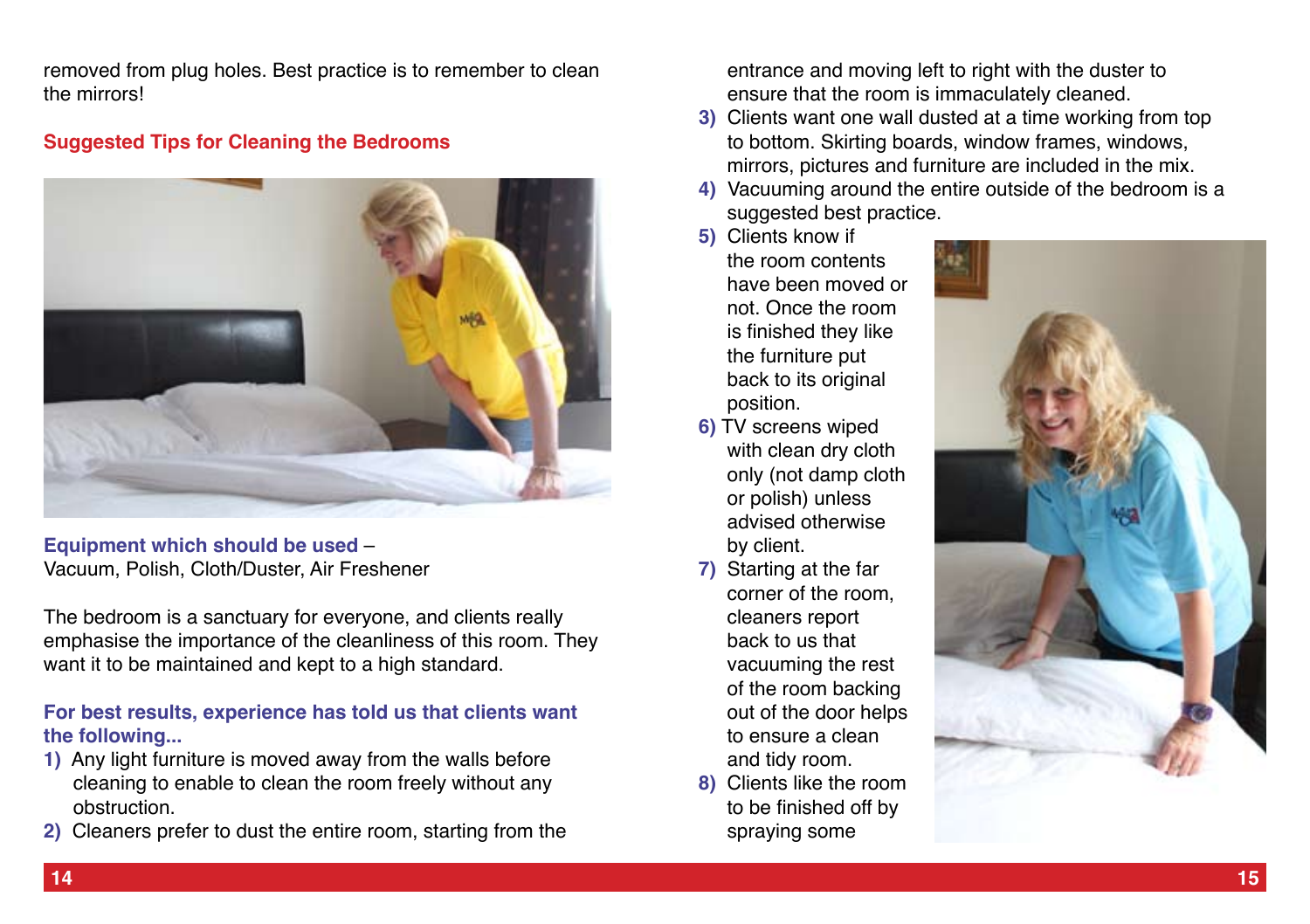removed from plug holes. Best practice is to remember to clean the mirrors!

## Suggested Tips for Cleaning the Bedrooms

**Equipment which should be used** –
Vacuum, Polish, Cloth/Duster, Air Freshener

The bedroom is a sanctuary for everyone, and clients really emphasise the importance of the cleanliness of this room. They want it to be maintained and kept to a high standard.

**For best results, experience has told us that clients want the following...**

1) Any light furniture is moved away from the walls before cleaning to enable to clean the room freely without any obstruction.
2) Cleaners prefer to dust the entire room, starting from the entrance and moving left to right with the duster to ensure that the room is immaculately cleaned.
3) Clients want one wall dusted at a time working from top to bottom. Skirting boards, window frames, windows, mirrors, pictures and furniture are included in the mix.
4) Vacuuming around the entire outside of the bedroom is a suggested best practice.
5) Clients know if the room contents have been moved or not. Once the room is finished they like the furniture put back to its original position.
6) TV screens wiped with clean dry cloth only (not damp cloth or polish) unless advised otherwise by client.
7) Starting at the far corner of the room, cleaners report back to us that vacuuming the rest of the room backing out of the door helps to ensure a clean and tidy room.
8) Clients like the room to be finished off by spraying some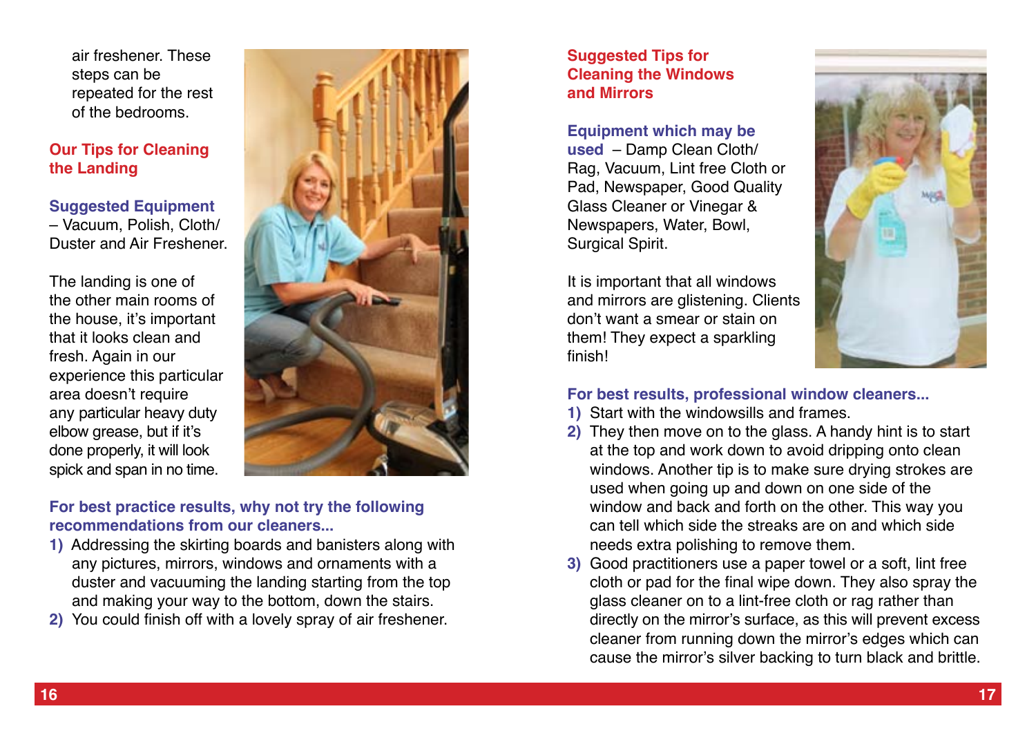air freshener. These steps can be repeated for the rest of the bedrooms.

## Our Tips for Cleaning the Landing

**Suggested Equipment** – Vacuum, Polish, Cloth/Duster and Air Freshener.

The landing is one of the other main rooms of the house, it's important that it looks clean and fresh. Again in our experience this particular area doesn't require any particular heavy duty elbow grease, but if it's done properly, it will look spick and span in no time.

**For best practice results, why not try the following recommendations from our cleaners...**

1) Addressing the skirting boards and banisters along with any pictures, mirrors, windows and ornaments with a duster and vacuuming the landing starting from the top and making your way to the bottom, down the stairs.
2) You could finish off with a lovely spray of air freshener.

## Suggested Tips for Cleaning the Windows and Mirrors

**Equipment which may be used** – Damp Clean Cloth/Rag, Vacuum, Lint free Cloth or Pad, Newspaper, Good Quality Glass Cleaner or Vinegar & Newspapers, Water, Bowl, Surgical Spirit.

It is important that all windows and mirrors are glistening. Clients don't want a smear or stain on them! They expect a sparkling finish!

**For best results, professional window cleaners...**

1) Start with the windowsills and frames.
2) They then move on to the glass. A handy hint is to start at the top and work down to avoid dripping onto clean windows. Another tip is to make sure drying strokes are used when going up and down on one side of the window and back and forth on the other. This way you can tell which side the streaks are on and which side needs extra polishing to remove them.
3) Good practitioners use a paper towel or a soft, lint free cloth or pad for the final wipe down. They also spray the glass cleaner on to a lint-free cloth or rag rather than directly on the mirror's surface, as this will prevent excess cleaner from running down the mirror's edges which can cause the mirror's silver backing to turn black and brittle.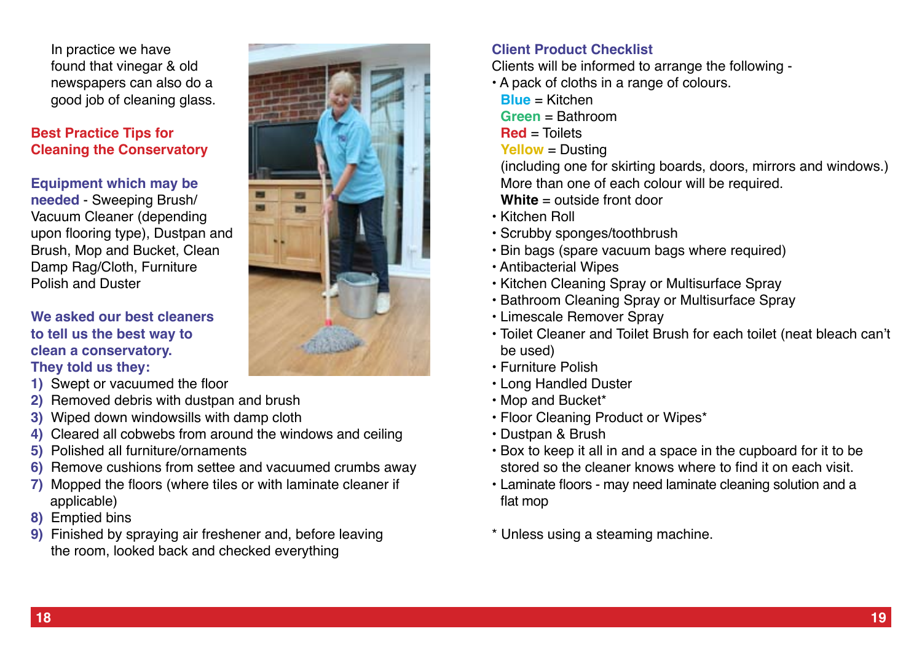In practice we have found that vinegar & old newspapers can also do a good job of cleaning glass.

## Best Practice Tips for Cleaning the Conservatory

**Equipment which may be needed** - Sweeping Brush/ Vacuum Cleaner (depending upon flooring type), Dustpan and Brush, Mop and Bucket, Clean Damp Rag/Cloth, Furniture Polish and Duster

**We asked our best cleaners to tell us the best way to clean a conservatory. They told us they:**

1) Swept or vacuumed the floor
2) Removed debris with dustpan and brush
3) Wiped down windowsills with damp cloth
4) Cleared all cobwebs from around the windows and ceiling
5) Polished all furniture/ornaments
6) Remove cushions from settee and vacuumed crumbs away
7) Mopped the floors (where tiles or with laminate cleaner if applicable)
8) Emptied bins
9) Finished by spraying air freshener and, before leaving the room, looked back and checked everything

## Client Product Checklist

Clients will be informed to arrange the following -

- A pack of cloths in a range of colours.
  **Blue** = Kitchen
  **Green** = Bathroom
  **Red** = Toilets
  **Yellow** = Dusting
  (including one for skirting boards, doors, mirrors and windows.)
  More than one of each colour will be required.
  **White** = outside front door
- Kitchen Roll
- Scrubby sponges/toothbrush
- Bin bags (spare vacuum bags where required)
- Antibacterial Wipes
- Kitchen Cleaning Spray or Multisurface Spray
- Bathroom Cleaning Spray or Multisurface Spray
- Limescale Remover Spray
- Toilet Cleaner and Toilet Brush for each toilet (neat bleach can't be used)
- Furniture Polish
- Long Handled Duster
- Mop and Bucket*
- Floor Cleaning Product or Wipes*
- Dustpan & Brush
- Box to keep it all in and a space in the cupboard for it to be stored so the cleaner knows where to find it on each visit.
- Laminate floors - may need laminate cleaning solution and a flat mop

\* Unless using a steaming machine.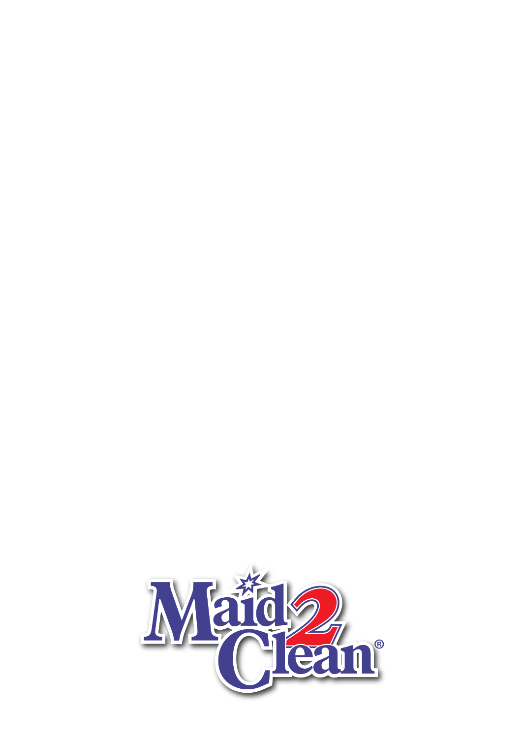Maid2Clean®